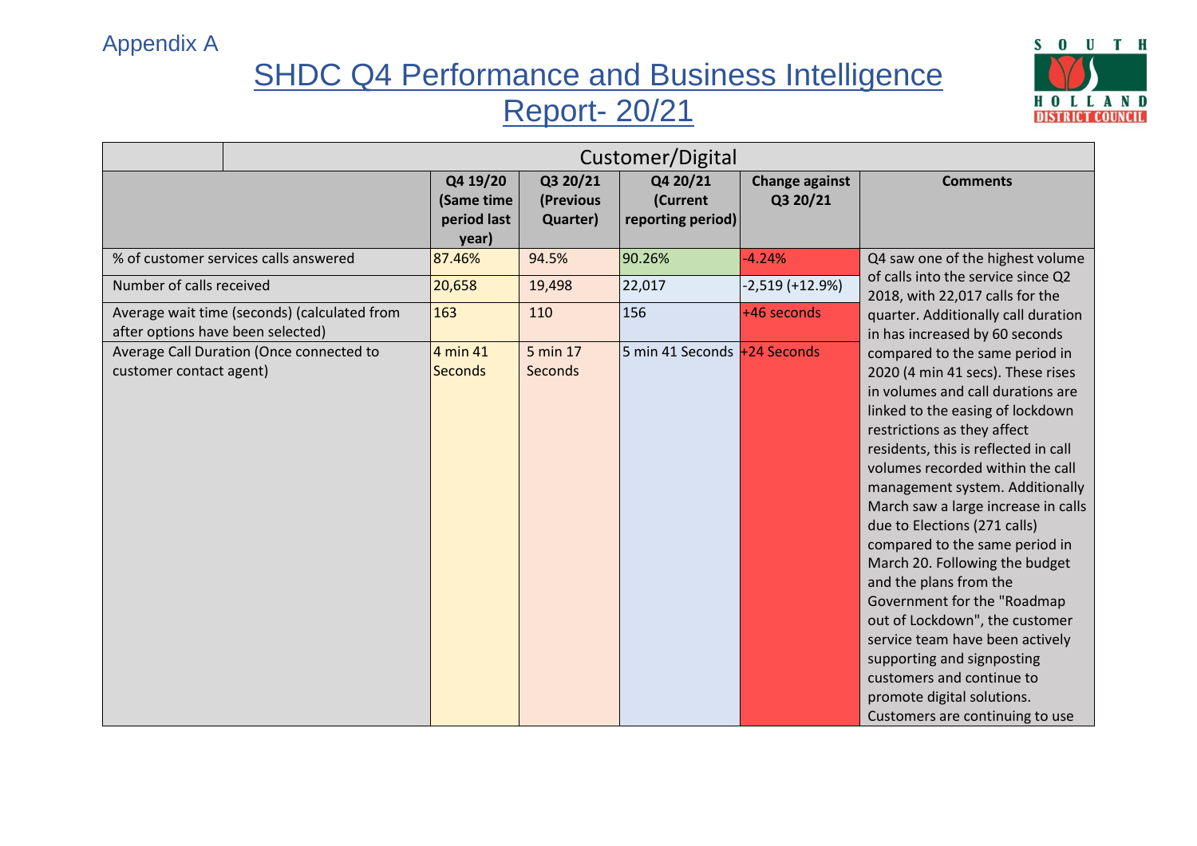Appendix A

# SHDC Q4 Performance and Business Intelligence Report- 20/21

| | Customer/Digital | | | | |
|---|---|---|---|---|---|
| | Q4 19/20 (Same time period last year) | Q3 20/21 (Previous Quarter) | Q4 20/21 (Current reporting period) | Change against Q3 20/21 | Comments |
| % of customer services calls answered | 87.46% | 94.5% | 90.26% | -4.24% | Q4 saw one of the highest volume of calls into the service since Q2 2018, with 22,017 calls for the quarter. Additionally call duration in has increased by 60 seconds compared to the same period in 2020 (4 min 41 secs). These rises in volumes and call durations are linked to the easing of lockdown restrictions as they affect residents, this is reflected in call volumes recorded within the call management system. Additionally March saw a large increase in calls due to Elections (271 calls) compared to the same period in March 20. Following the budget and the plans from the Government for the "Roadmap out of Lockdown", the customer service team have been actively supporting and signposting customers and continue to promote digital solutions. Customers are continuing to use |
| Number of calls received | 20,658 | 19,498 | 22,017 | -2,519 (+12.9%) | |
| Average wait time (seconds) (calculated from after options have been selected) | 163 | 110 | 156 | +46 seconds | |
| Average Call Duration (Once connected to customer contact agent) | 4 min 41 Seconds | 5 min 17 Seconds | 5 min 41 Seconds | +24 Seconds | |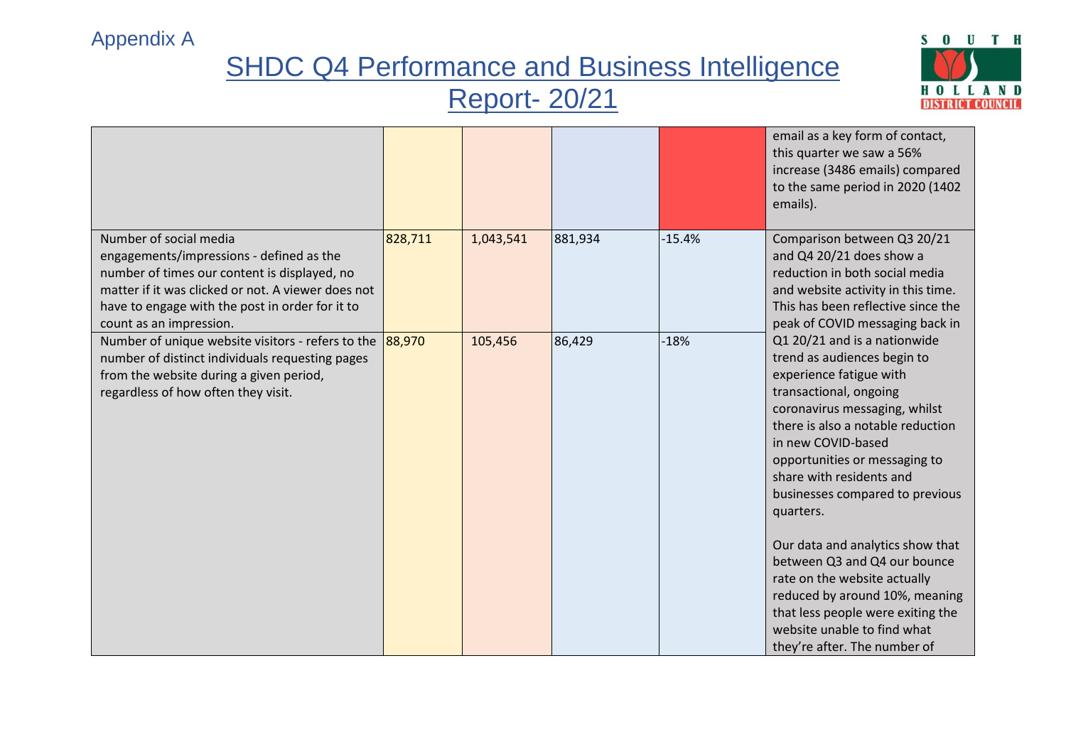Appendix A

# SHDC Q4 Performance and Business Intelligence Report- 20/21

| | | | | | |
|---|---|---|---|---|---|
| | | | | | email as a key form of contact, this quarter we saw a 56% increase (3486 emails) compared to the same period in 2020 (1402 emails). |
| Number of social media engagements/impressions - defined as the number of times our content is displayed, no matter if it was clicked or not. A viewer does not have to engage with the post in order for it to count as an impression. | 828,711 | 1,043,541 | 881,934 | -15.4% | Comparison between Q3 20/21 and Q4 20/21 does show a reduction in both social media and website activity in this time. This has been reflective since the peak of COVID messaging back in Q1 20/21 and is a nationwide trend as audiences begin to experience fatigue with transactional, ongoing coronavirus messaging, whilst there is also a notable reduction in new COVID-based opportunities or messaging to share with residents and businesses compared to previous quarters.<br><br>Our data and analytics show that between Q3 and Q4 our bounce rate on the website actually reduced by around 10%, meaning that less people were exiting the website unable to find what they're after. The number of |
| Number of unique website visitors - refers to the number of distinct individuals requesting pages from the website during a given period, regardless of how often they visit. | 88,970 | 105,456 | 86,429 | -18% | |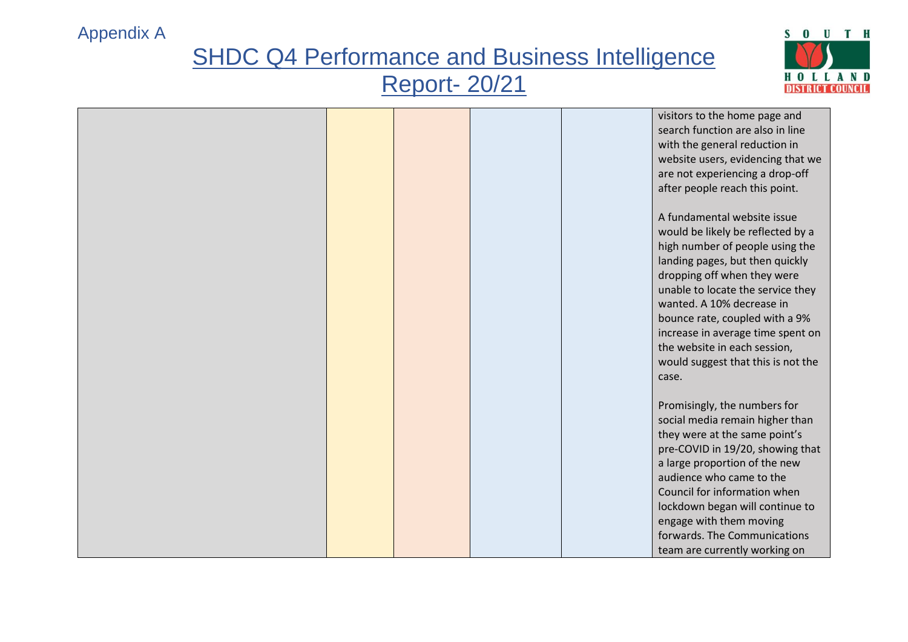| | | | | | |
|---|---|---|---|---|---|
| | | | | | visitors to the home page and search function are also in line with the general reduction in website users, evidencing that we are not experiencing a drop-off after people reach this point.<br><br>A fundamental website issue would be likely be reflected by a high number of people using the landing pages, but then quickly dropping off when they were unable to locate the service they wanted. A 10% decrease in bounce rate, coupled with a 9% increase in average time spent on the website in each session, would suggest that this is not the case.<br><br>Promisingly, the numbers for social media remain higher than they were at the same point's pre-COVID in 19/20, showing that a large proportion of the new audience who came to the Council for information when lockdown began will continue to engage with them moving forwards. The Communications team are currently working on |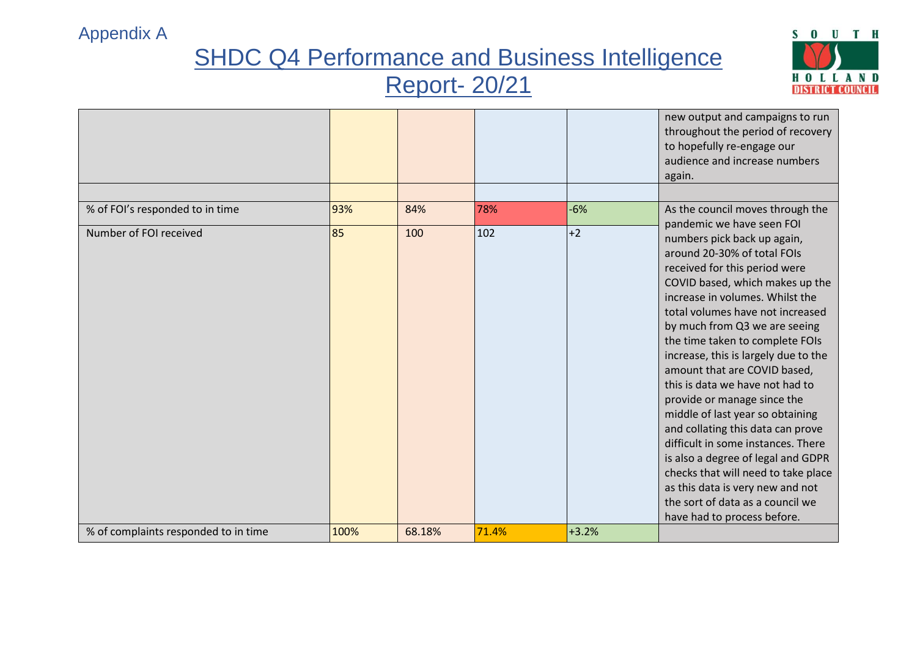Appendix A

# SHDC Q4 Performance and Business Intelligence Report- 20/21

| | | | | | |
|---|---|---|---|---|---|
| | | | | | new output and campaigns to run throughout the period of recovery to hopefully re-engage our audience and increase numbers again. |
| | | | | | |
| % of FOI's responded to in time | 93% | 84% | 78% | -6% | As the council moves through the pandemic we have seen FOI numbers pick back up again, around 20-30% of total FOIs received for this period were COVID based, which makes up the increase in volumes. Whilst the total volumes have not increased by much from Q3 we are seeing the time taken to complete FOIs increase, this is largely due to the amount that are COVID based, this is data we have not had to provide or manage since the middle of last year so obtaining and collating this data can prove difficult in some instances. There is also a degree of legal and GDPR checks that will need to take place as this data is very new and not the sort of data as a council we have had to process before. |
| Number of FOI received | 85 | 100 | 102 | +2 | |
| % of complaints responded to in time | 100% | 68.18% | 71.4% | +3.2% | |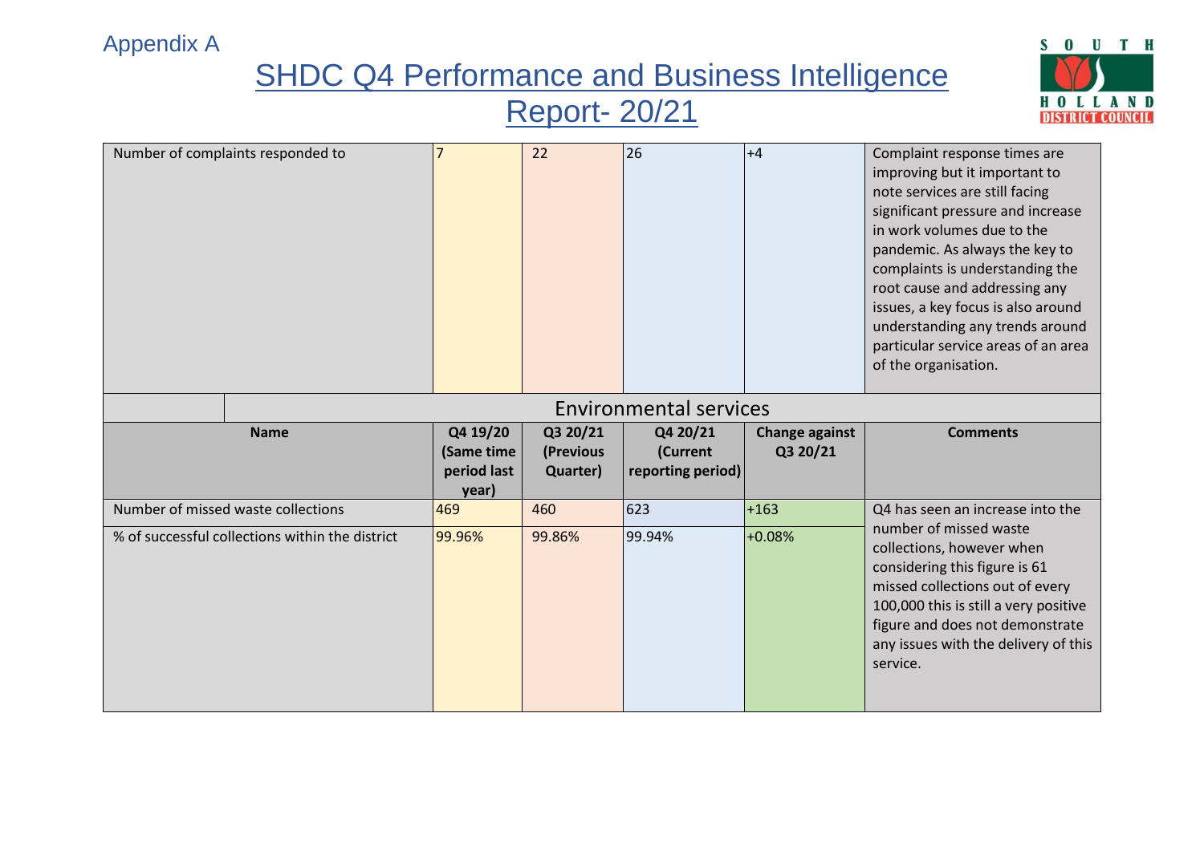Appendix A

# SHDC Q4 Performance and Business Intelligence Report- 20/21

| Number of complaints responded to | 7 | 22 | 26 | +4 | Complaint response times are improving but it important to note services are still facing significant pressure and increase in work volumes due to the pandemic. As always the key to complaints is understanding the root cause and addressing any issues, a key focus is also around understanding any trends around particular service areas of an area of the organisation. |
|---|---|---|---|---|---|

| Environmental services | | | | | |
|---|---|---|---|---|---|
| **Name** | **Q4 19/20 (Same time period last year)** | **Q3 20/21 (Previous Quarter)** | **Q4 20/21 (Current reporting period)** | **Change against Q3 20/21** | **Comments** |
| Number of missed waste collections | 469 | 460 | 623 | +163 | Q4 has seen an increase into the number of missed waste collections, however when considering this figure is 61 missed collections out of every 100,000 this is still a very positive figure and does not demonstrate any issues with the delivery of this service. |
| % of successful collections within the district | 99.96% | 99.86% | 99.94% | +0.08% | |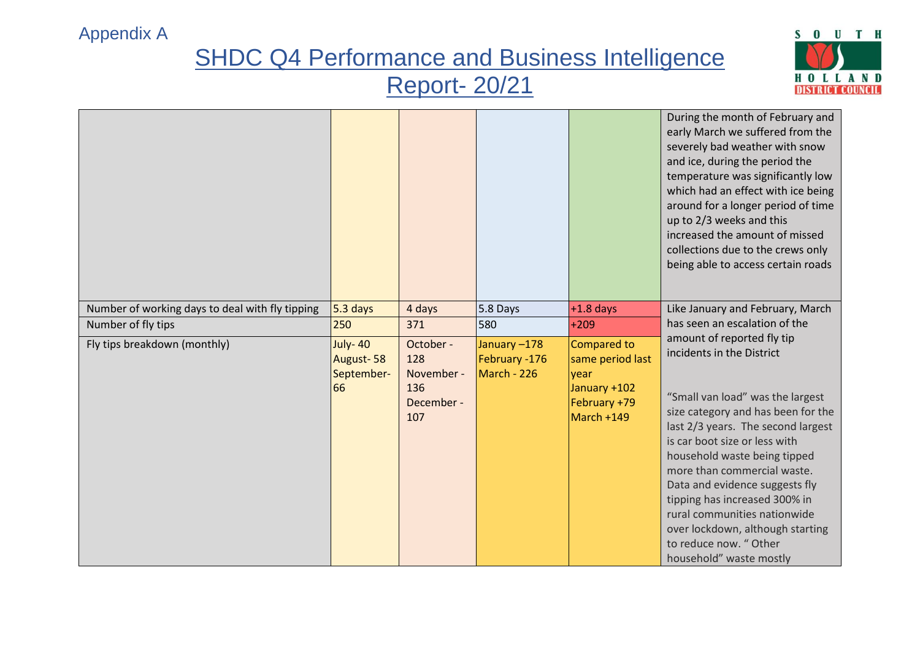Appendix A

# SHDC Q4 Performance and Business Intelligence Report- 20/21

| | | | | | |
|---|---|---|---|---|---|
| | | | | | During the month of February and early March we suffered from the severely bad weather with snow and ice, during the period the temperature was significantly low which had an effect with ice being around for a longer period of time up to 2/3 weeks and this increased the amount of missed collections due to the crews only being able to access certain roads |
| Number of working days to deal with fly tipping | 5.3 days | 4 days | 5.8 Days | +1.8 days | Like January and February, March has seen an escalation of the amount of reported fly tip incidents in the District<br><br>"Small van load" was the largest size category and has been for the last 2/3 years. The second largest is car boot size or less with household waste being tipped more than commercial waste. Data and evidence suggests fly tipping has increased 300% in rural communities nationwide over lockdown, although starting to reduce now. " Other household" waste mostly |
| Number of fly tips | 250 | 371 | 580 | +209 | |
| Fly tips breakdown (monthly) | July- 40<br>August- 58<br>September- 66 | October - 128<br>November - 136<br>December - 107 | January –178<br>February -176<br>March - 226 | Compared to same period last year<br>January +102<br>February +79<br>March +149 | |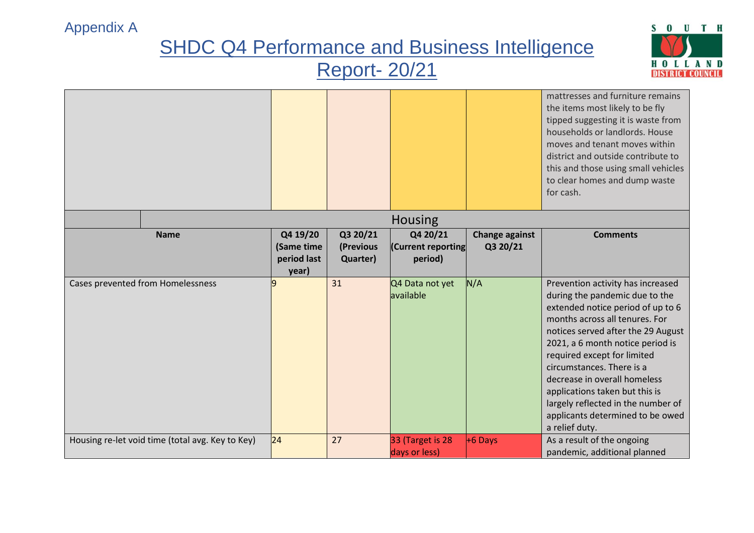Appendix A

# SHDC Q4 Performance and Business Intelligence Report- 20/21

| | | | | | |
|---|---|---|---|---|---|
| | | | | | mattresses and furniture remains the items most likely to be fly tipped suggesting it is waste from households or landlords. House moves and tenant moves within district and outside contribute to this and those using small vehicles to clear homes and dump waste for cash. |

| Housing | | | | | |
|---|---|---|---|---|---|
| **Name** | **Q4 19/20 (Same time period last year)** | **Q3 20/21 (Previous Quarter)** | **Q4 20/21 (Current reporting period)** | **Change against Q3 20/21** | **Comments** |
| Cases prevented from Homelessness | 9 | 31 | Q4 Data not yet available | N/A | Prevention activity has increased during the pandemic due to the extended notice period of up to 6 months across all tenures. For notices served after the 29 August 2021, a 6 month notice period is required except for limited circumstances. There is a decrease in overall homeless applications taken but this is largely reflected in the number of applicants determined to be owed a relief duty. |
| Housing re-let void time (total avg. Key to Key) | 24 | 27 | 33 (Target is 28 days or less) | +6 Days | As a result of the ongoing pandemic, additional planned |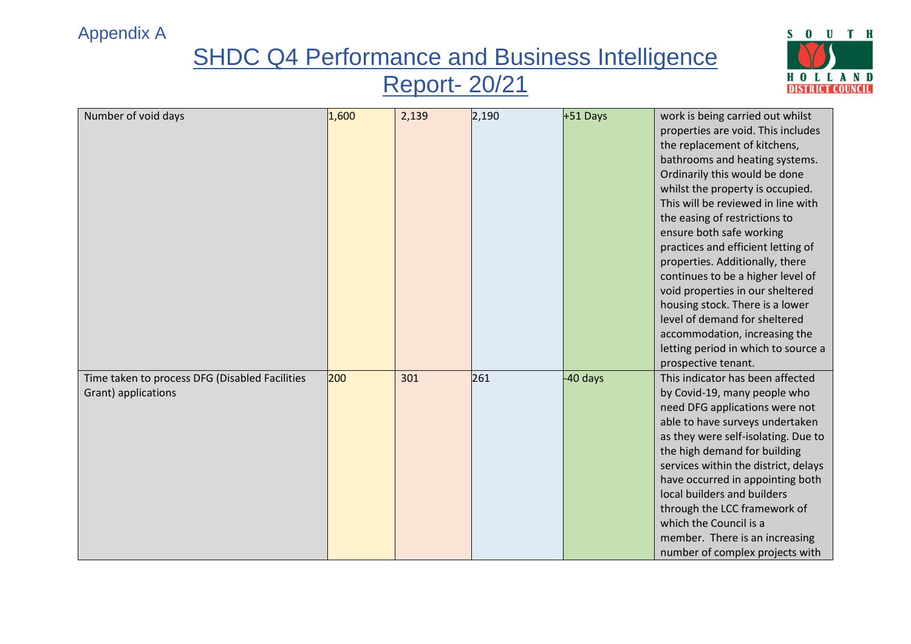Appendix A

# SHDC Q4 Performance and Business Intelligence Report- 20/21

| | | | | | |
|---|---|---|---|---|---|
| Number of void days | 1,600 | 2,139 | 2,190 | +51 Days | work is being carried out whilst properties are void. This includes the replacement of kitchens, bathrooms and heating systems. Ordinarily this would be done whilst the property is occupied. This will be reviewed in line with the easing of restrictions to ensure both safe working practices and efficient letting of properties. Additionally, there continues to be a higher level of void properties in our sheltered housing stock. There is a lower level of demand for sheltered accommodation, increasing the letting period in which to source a prospective tenant. |
| Time taken to process DFG (Disabled Facilities Grant) applications | 200 | 301 | 261 | -40 days | This indicator has been affected by Covid-19, many people who need DFG applications were not able to have surveys undertaken as they were self-isolating. Due to the high demand for building services within the district, delays have occurred in appointing both local builders and builders through the LCC framework of which the Council is a member. There is an increasing number of complex projects with |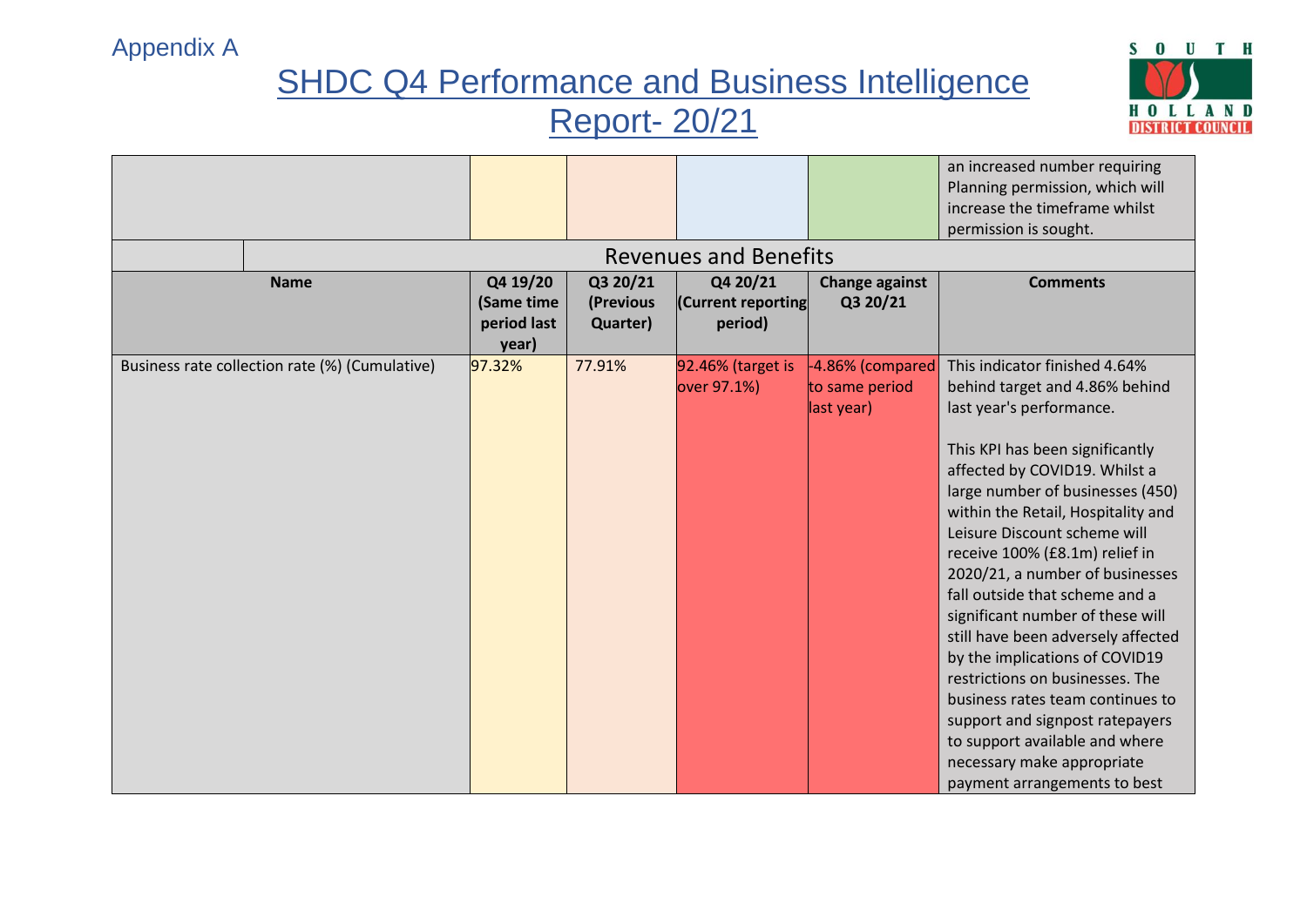Appendix A

# SHDC Q4 Performance and Business Intelligence Report- 20/21

| | | | | | |
|---|---|---|---|---|---|
| | | | | | an increased number requiring Planning permission, which will increase the timeframe whilst permission is sought. |

| Revenues and Benefits | | | | | |
|---|---|---|---|---|---|
| **Name** | **Q4 19/20 (Same time period last year)** | **Q3 20/21 (Previous Quarter)** | **Q4 20/21 (Current reporting period)** | **Change against Q3 20/21** | **Comments** |
| Business rate collection rate (%) (Cumulative) | 97.32% | 77.91% | 92.46% (target is over 97.1%) | -4.86% (compared to same period last year) | This indicator finished 4.64% behind target and 4.86% behind last year's performance.<br><br>This KPI has been significantly affected by COVID19. Whilst a large number of businesses (450) within the Retail, Hospitality and Leisure Discount scheme will receive 100% (£8.1m) relief in 2020/21, a number of businesses fall outside that scheme and a significant number of these will still have been adversely affected by the implications of COVID19 restrictions on businesses. The business rates team continues to support and signpost ratepayers to support available and where necessary make appropriate payment arrangements to best |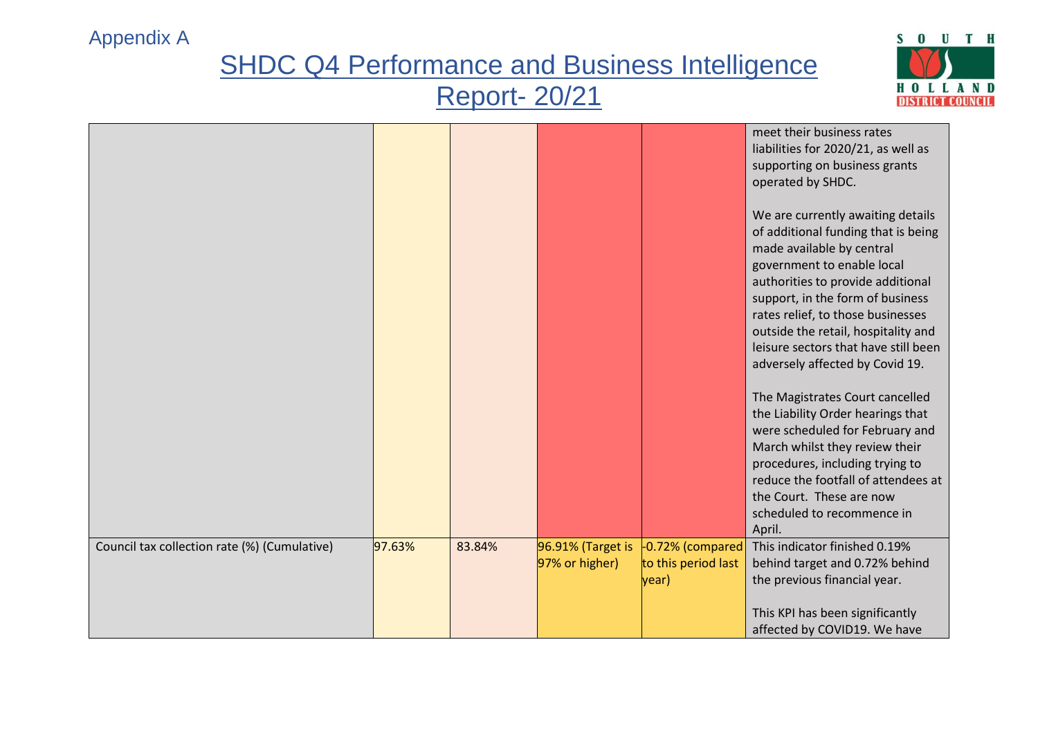Appendix A

# SHDC Q4 Performance and Business Intelligence Report- 20/21

| | | | | | |
|---|---|---|---|---|---|
| | | | | | meet their business rates liabilities for 2020/21, as well as supporting on business grants operated by SHDC.<br><br>We are currently awaiting details of additional funding that is being made available by central government to enable local authorities to provide additional support, in the form of business rates relief, to those businesses outside the retail, hospitality and leisure sectors that have still been adversely affected by Covid 19.<br><br>The Magistrates Court cancelled the Liability Order hearings that were scheduled for February and March whilst they review their procedures, including trying to reduce the footfall of attendees at the Court. These are now scheduled to recommence in April. |
| Council tax collection rate (%) (Cumulative) | 97.63% | 83.84% | 96.91% (Target is 97% or higher) | -0.72% (compared to this period last year) | This indicator finished 0.19% behind target and 0.72% behind the previous financial year.<br><br>This KPI has been significantly affected by COVID19. We have |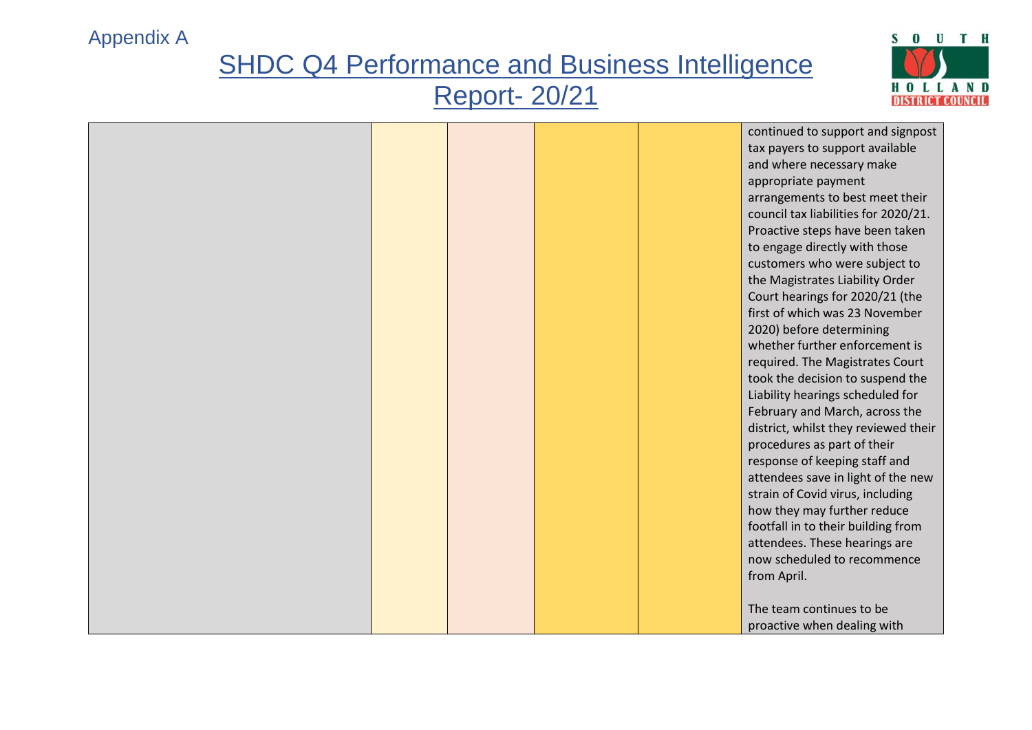| | | | | | |
|---|---|---|---|---|---|
| | | | | | continued to support and signpost tax payers to support available and where necessary make appropriate payment arrangements to best meet their council tax liabilities for 2020/21. Proactive steps have been taken to engage directly with those customers who were subject to the Magistrates Liability Order Court hearings for 2020/21 (the first of which was 23 November 2020) before determining whether further enforcement is required. The Magistrates Court took the decision to suspend the Liability hearings scheduled for February and March, across the district, whilst they reviewed their procedures as part of their response of keeping staff and attendees save in light of the new strain of Covid virus, including how they may further reduce footfall in to their building from attendees. These hearings are now scheduled to recommence from April.<br><br>The team continues to be proactive when dealing with |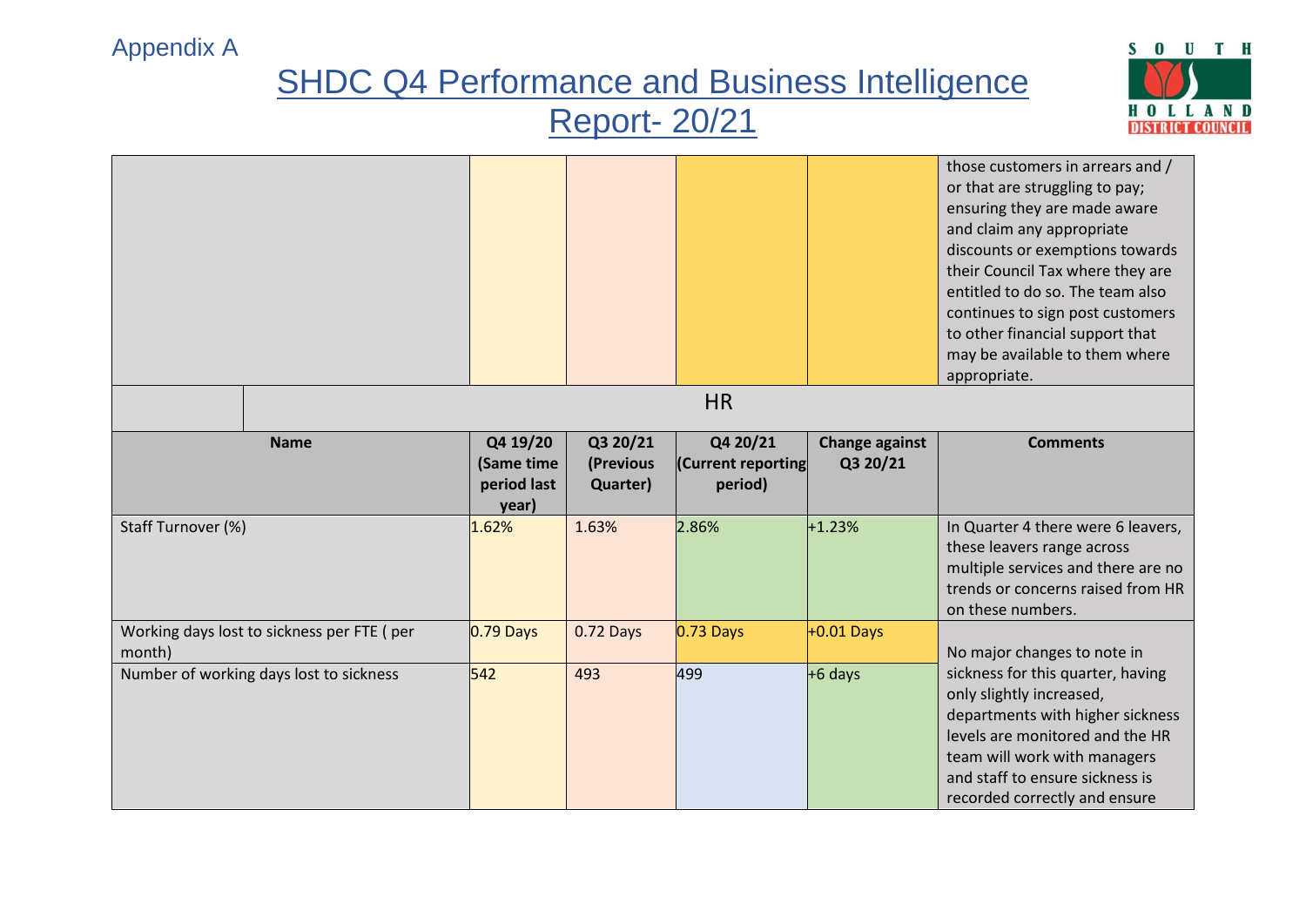Appendix A

# SHDC Q4 Performance and Business Intelligence Report- 20/21

| | | | | | |
|---|---|---|---|---|---|
| | | | | | those customers in arrears and / or that are struggling to pay; ensuring they are made aware and claim any appropriate discounts or exemptions towards their Council Tax where they are entitled to do so. The team also continues to sign post customers to other financial support that may be available to them where appropriate. |
| HR | | | | | |
| **Name** | **Q4 19/20 (Same time period last year)** | **Q3 20/21 (Previous Quarter)** | **Q4 20/21 (Current reporting period)** | **Change against Q3 20/21** | **Comments** |
| Staff Turnover (%) | 1.62% | 1.63% | 2.86% | +1.23% | In Quarter 4 there were 6 leavers, these leavers range across multiple services and there are no trends or concerns raised from HR on these numbers. |
| Working days lost to sickness per FTE ( per month) | 0.79 Days | 0.72 Days | 0.73 Days | +0.01 Days | No major changes to note in sickness for this quarter, having only slightly increased, departments with higher sickness levels are monitored and the HR team will work with managers and staff to ensure sickness is recorded correctly and ensure |
| Number of working days lost to sickness | 542 | 493 | 499 | +6 days | |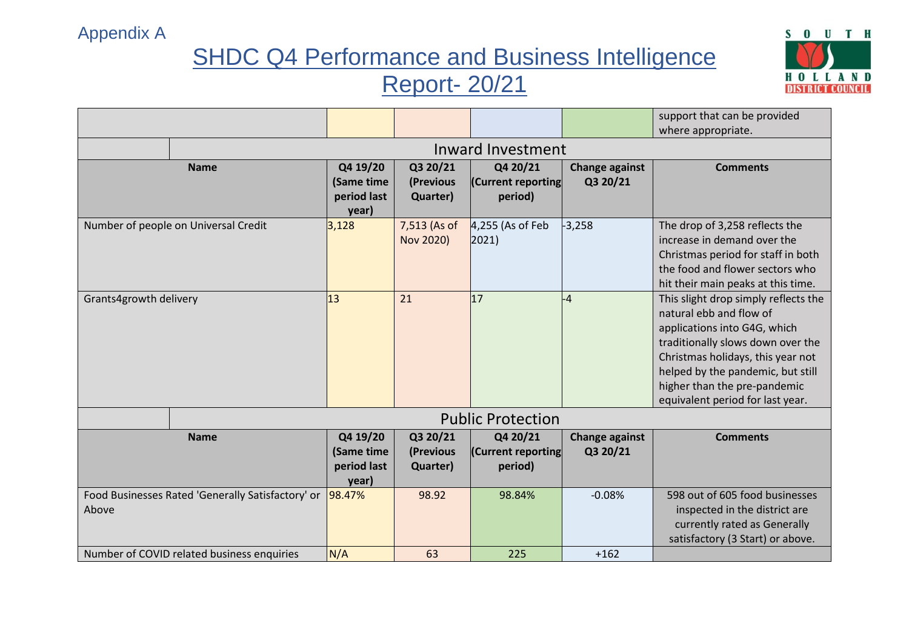Appendix A

# SHDC Q4 Performance and Business Intelligence Report- 20/21

| | | | | | support that can be provided where appropriate. |
|---|---|---|---|---|---|

## Inward Investment

| Name | Q4 19/20 (Same time period last year) | Q3 20/21 (Previous Quarter) | Q4 20/21 (Current reporting period) | Change against Q3 20/21 | Comments |
|---|---|---|---|---|---|
| Number of people on Universal Credit | 3,128 | 7,513 (As of Nov 2020) | 4,255 (As of Feb 2021) | -3,258 | The drop of 3,258 reflects the increase in demand over the Christmas period for staff in both the food and flower sectors who hit their main peaks at this time. |
| Grants4growth delivery | 13 | 21 | 17 | -4 | This slight drop simply reflects the natural ebb and flow of applications into G4G, which traditionally slows down over the Christmas holidays, this year not helped by the pandemic, but still higher than the pre-pandemic equivalent period for last year. |

## Public Protection

| Name | Q4 19/20 (Same time period last year) | Q3 20/21 (Previous Quarter) | Q4 20/21 (Current reporting period) | Change against Q3 20/21 | Comments |
|---|---|---|---|---|---|
| Food Businesses Rated 'Generally Satisfactory' or Above | 98.47% | 98.92 | 98.84% | -0.08% | 598 out of 605 food businesses inspected in the district are currently rated as Generally satisfactory (3 Start) or above. |
| Number of COVID related business enquiries | N/A | 63 | 225 | +162 | |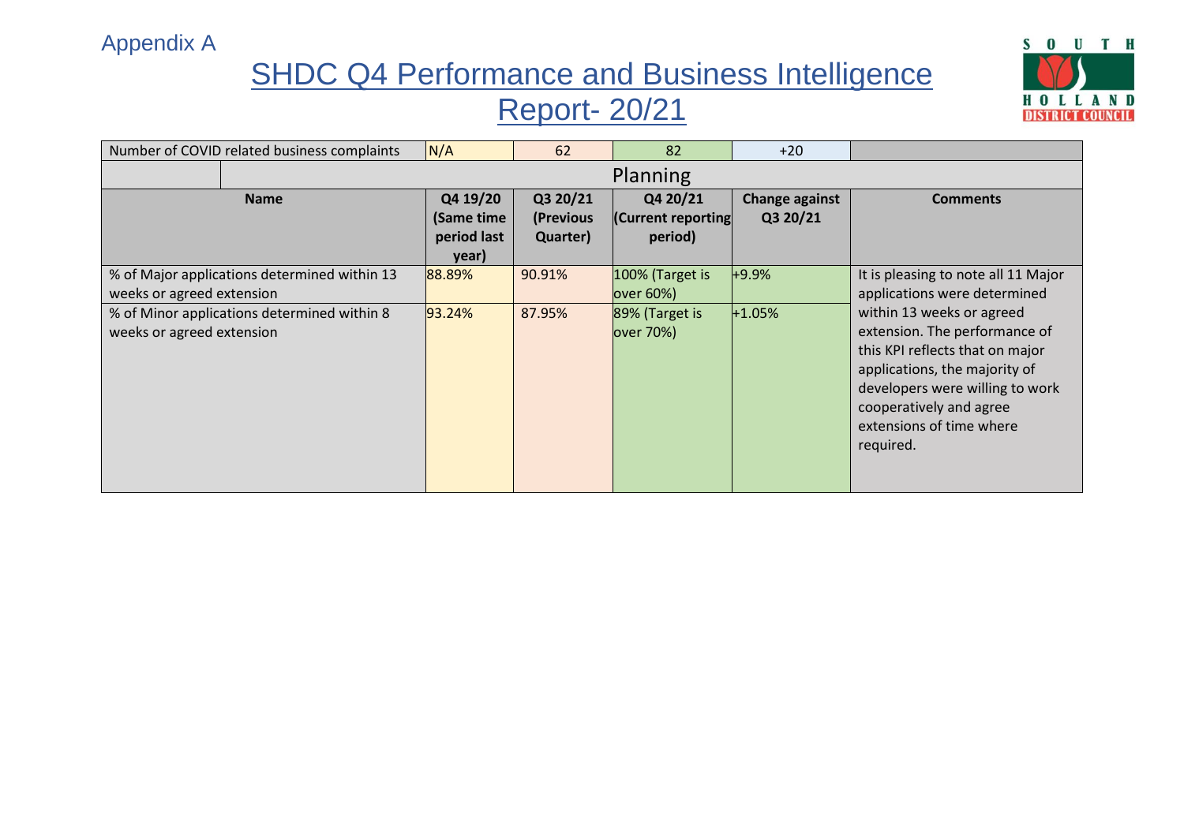Appendix A

# SHDC Q4 Performance and Business Intelligence Report- 20/21

| | | | | | |
|---|---|---|---|---|---|
| Number of COVID related business complaints | N/A | 62 | 82 | +20 | |

**Planning**

| Name | Q4 19/20 (Same time period last year) | Q3 20/21 (Previous Quarter) | Q4 20/21 (Current reporting period) | Change against Q3 20/21 | Comments |
|---|---|---|---|---|---|
| % of Major applications determined within 13 weeks or agreed extension | 88.89% | 90.91% | 100% (Target is over 60%) | +9.9% | It is pleasing to note all 11 Major applications were determined within 13 weeks or agreed extension. The performance of this KPI reflects that on major applications, the majority of developers were willing to work cooperatively and agree extensions of time where required. |
| % of Minor applications determined within 8 weeks or agreed extension | 93.24% | 87.95% | 89% (Target is over 70%) | +1.05% | |